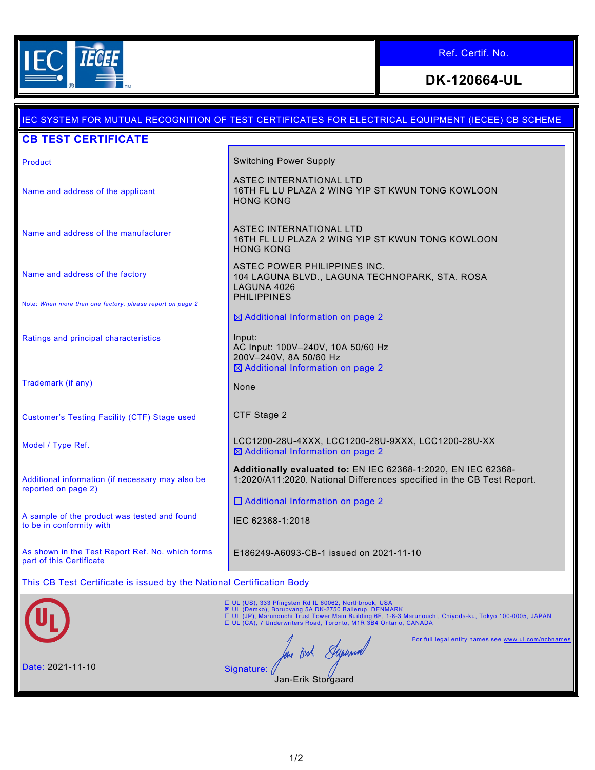Ref. Certif. No.

**DK-120664-UL**

IEC SYSTEM FOR MUTUAL RECOGNITION OF TEST CERTIFICATES FOR ELECTRICAL EQUIPMENT (IECEE) CB SCHEME

# CB TEST CERTIFICATE

| | |
|---|---|
| Product | Switching Power Supply |
| Name and address of the applicant | ASTEC INTERNATIONAL LTD<br>16TH FL LU PLAZA 2 WING YIP ST KWUN TONG KOWLOON<br>HONG KONG |
| Name and address of the manufacturer | ASTEC INTERNATIONAL LTD<br>16TH FL LU PLAZA 2 WING YIP ST KWUN TONG KOWLOON<br>HONG KONG |
| Name and address of the factory<br><br>Note: *When more than one factory, please report on page 2* | ASTEC POWER PHILIPPINES INC.<br>104 LAGUNA BLVD., LAGUNA TECHNOPARK, STA. ROSA<br>LAGUNA 4026<br>PHILIPPINES<br><br>☒ Additional Information on page 2 |
| Ratings and principal characteristics | Input:<br>AC Input: 100V–240V, 10A 50/60 Hz<br>200V–240V, 8A 50/60 Hz<br>☒ Additional Information on page 2 |
| Trademark (if any) | None |
| Customer's Testing Facility (CTF) Stage used | CTF Stage 2 |
| Model / Type Ref. | LCC1200-28U-4XXX, LCC1200-28U-9XXX, LCC1200-28U-XX<br>☒ Additional Information on page 2 |
| Additional information (if necessary may also be reported on page 2) | **Additionally evaluated to:** EN IEC 62368-1:2020, EN IEC 62368-1:2020/A11:2020. National Differences specified in the CB Test Report.<br><br>☐ Additional Information on page 2 |
| A sample of the product was tested and found to be in conformity with | IEC 62368-1:2018 |
| As shown in the Test Report Ref. No. which forms part of this Certificate | E186249-A6093-CB-1 issued on 2021-11-10 |

This CB Test Certificate is issued by the National Certification Body

☐ UL (US), 333 Pfingsten Rd IL 60062, Northbrook, USA
☒ UL (Demko), Borupvang 5A DK-2750 Ballerup, DENMARK
☐ UL (JP), Marunouchi Trust Tower Main Building 6F, 1-8-3 Marunouchi, Chiyoda-ku, Tokyo 100-0005, JAPAN
☐ UL (CA), 7 Underwriters Road, Toronto, M1R 3B4 Ontario, CANADA

For full legal entity names see www.ul.com/ncbnames

Date: 2021-11-10

Signature:
Jan-Erik Storgaard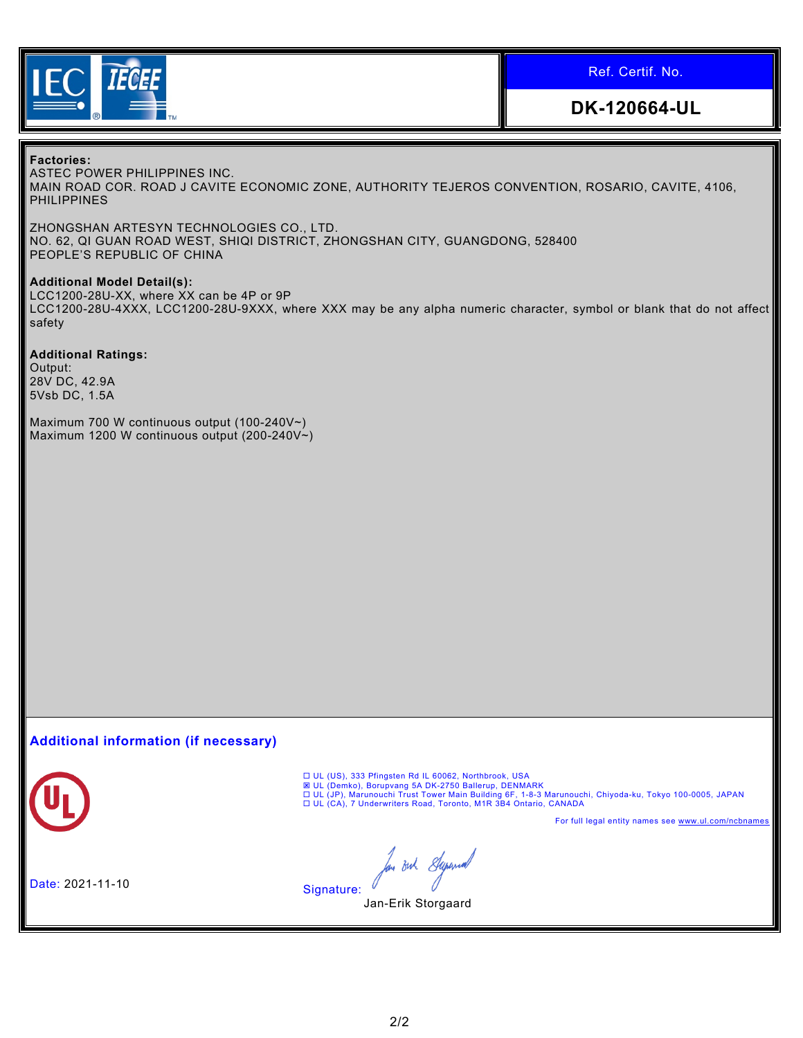Ref. Certif. No.

**DK-120664-UL**

**Factories:**
ASTEC POWER PHILIPPINES INC.
MAIN ROAD COR. ROAD J CAVITE ECONOMIC ZONE, AUTHORITY TEJEROS CONVENTION, ROSARIO, CAVITE, 4106, PHILIPPINES

ZHONGSHAN ARTESYN TECHNOLOGIES CO., LTD.
NO. 62, QI GUAN ROAD WEST, SHIQI DISTRICT, ZHONGSHAN CITY, GUANGDONG, 528400
PEOPLE'S REPUBLIC OF CHINA

**Additional Model Detail(s):**
LCC1200-28U-XX, where XX can be 4P or 9P
LCC1200-28U-4XXX, LCC1200-28U-9XXX, where XXX may be any alpha numeric character, symbol or blank that do not affect safety

**Additional Ratings:**
Output:
28V DC, 42.9A
5Vsb DC, 1.5A

Maximum 700 W continuous output (100-240V~)
Maximum 1200 W continuous output (200-240V~)

## Additional information (if necessary)

☐ UL (US), 333 Pfingsten Rd IL 60062, Northbrook, USA
☒ UL (Demko), Borupvang 5A DK-2750 Ballerup, DENMARK
☐ UL (JP), Marunouchi Trust Tower Main Building 6F, 1-8-3 Marunouchi, Chiyoda-ku, Tokyo 100-0005, JAPAN
☐ UL (CA), 7 Underwriters Road, Toronto, M1R 3B4 Ontario, CANADA

For full legal entity names see www.ul.com/ncbnames

Date: 2021-11-10

Signature:
Jan-Erik Storgaard